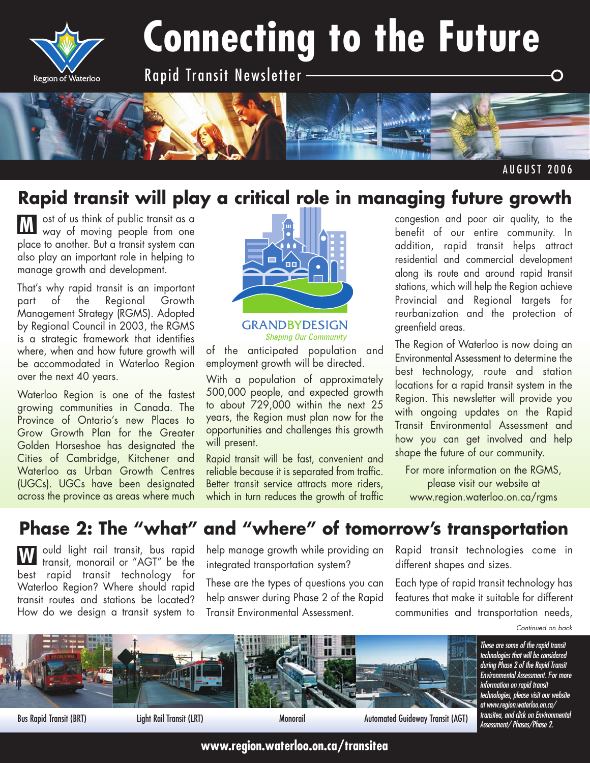# Connecting to the Future

Rapid Transit Newsletter

Region of Waterloo

AUGUST 2006

## Rapid transit will play a critical role in managing future growth

Most of us think of public transit as a way of moving people from one place to another. But a transit system can also play an important role in helping to manage growth and development.

That's why rapid transit is an important part of the Regional Growth Management Strategy (RGMS). Adopted by Regional Council in 2003, the RGMS is a strategic framework that identifies where, when and how future growth will be accommodated in Waterloo Region over the next 40 years.

Waterloo Region is one of the fastest growing communities in Canada. The Province of Ontario's new Places to Grow Growth Plan for the Greater Golden Horseshoe has designated the Cities of Cambridge, Kitchener and Waterloo as Urban Growth Centres (UGCs). UGCs have been designated across the province as areas where much of the anticipated population and employment growth will be directed.

GRANDBYDESIGN
*Shaping Our Community*

With a population of approximately 500,000 people, and expected growth to about 729,000 within the next 25 years, the Region must plan now for the opportunities and challenges this growth will present.

Rapid transit will be fast, convenient and reliable because it is separated from traffic. Better transit service attracts more riders, which in turn reduces the growth of traffic congestion and poor air quality, to the benefit of our entire community. In addition, rapid transit helps attract residential and commercial development along its route and around rapid transit stations, which will help the Region achieve Provincial and Regional targets for reurbanization and the protection of greenfield areas.

The Region of Waterloo is now doing an Environmental Assessment to determine the best technology, route and station locations for a rapid transit system in the Region. This newsletter will provide you with ongoing updates on the Rapid Transit Environmental Assessment and how you can get involved and help shape the future of our community.

For more information on the RGMS, please visit our website at www.region.waterloo.on.ca/rgms

## Phase 2: The "what" and "where" of tomorrow's transportation

Would light rail transit, bus rapid transit, monorail or "AGT" be the best rapid transit technology for Waterloo Region? Where should rapid transit routes and stations be located? How do we design a transit system to help manage growth while providing an integrated transportation system?

These are the types of questions you can help answer during Phase 2 of the Rapid Transit Environmental Assessment.

Rapid transit technologies come in different shapes and sizes.

Each type of rapid transit technology has features that make it suitable for different communities and transportation needs,

*Continued on back*

Bus Rapid Transit (BRT) | Light Rail Transit (LRT) | Monorail | Automated Guideway Transit (AGT)

*These are some of the rapid transit technologies that will be considered during Phase 2 of the Rapid Transit Environmental Assessment. For more information on rapid transit technologies, please visit our website at www.region.waterloo.on.ca/transitea, and click on Environmental Assessment/ Phases/Phase 2.*

**www.region.waterloo.on.ca/transitea**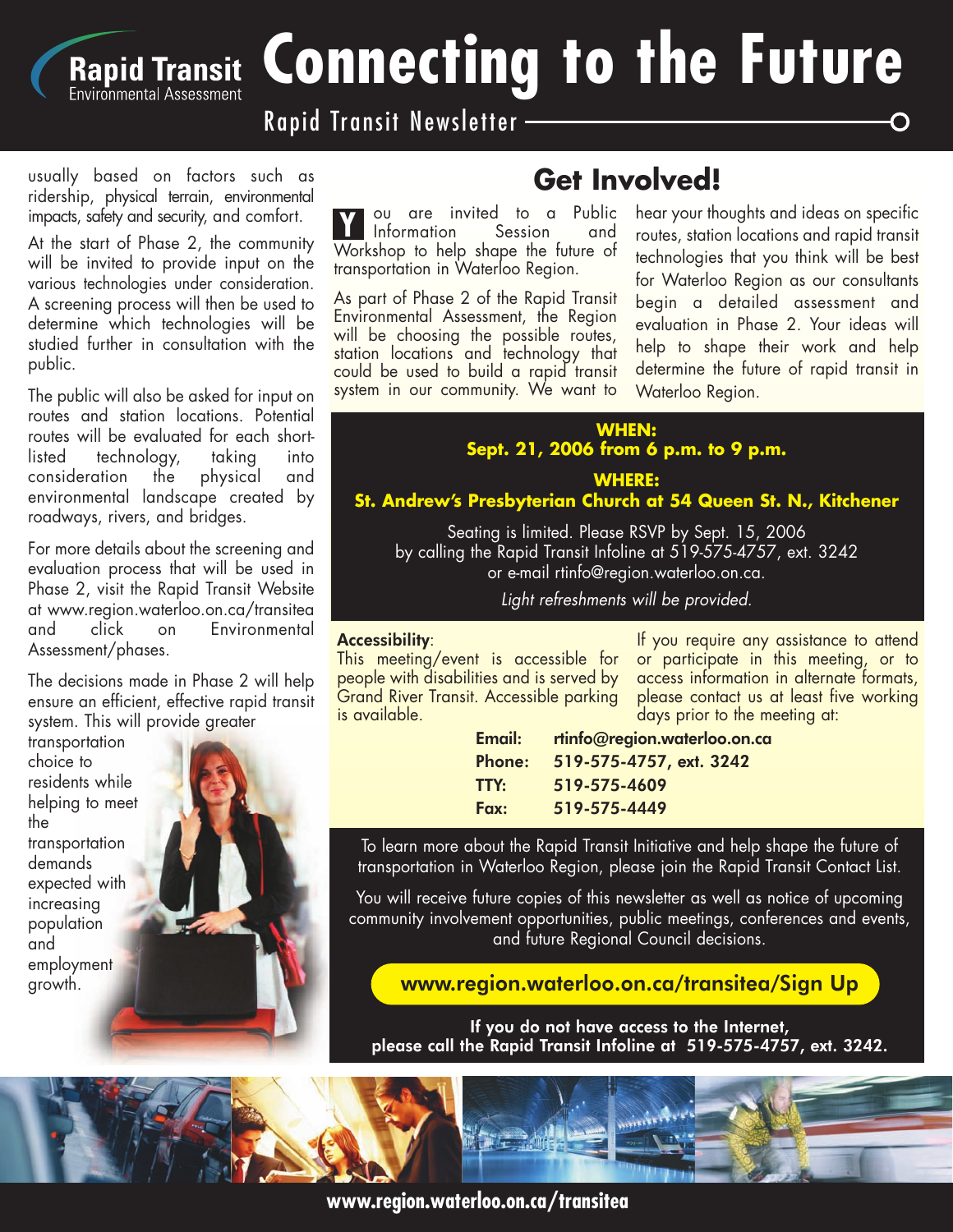# Connecting to the Future

Rapid Transit Newsletter

usually based on factors such as ridership, physical terrain, environmental impacts, safety and security, and comfort.

At the start of Phase 2, the community will be invited to provide input on the various technologies under consideration. A screening process will then be used to determine which technologies will be studied further in consultation with the public.

The public will also be asked for input on routes and station locations. Potential routes will be evaluated for each short-listed technology, taking into consideration the physical and environmental landscape created by roadways, rivers, and bridges.

For more details about the screening and evaluation process that will be used in Phase 2, visit the Rapid Transit Website at www.region.waterloo.on.ca/transitea and click on Environmental Assessment/phases.

The decisions made in Phase 2 will help ensure an efficient, effective rapid transit system. This will provide greater transportation choice to residents while helping to meet the transportation demands expected with increasing population and employment growth.

## Get Involved!

You are invited to a Public Information Session and Workshop to help shape the future of transportation in Waterloo Region.

As part of Phase 2 of the Rapid Transit Environmental Assessment, the Region will be choosing the possible routes, station locations and technology that could be used to build a rapid transit system in our community. We want to hear your thoughts and ideas on specific routes, station locations and rapid transit technologies that you think will be best for Waterloo Region as our consultants begin a detailed assessment and evaluation in Phase 2. Your ideas will help to shape their work and help determine the future of rapid transit in Waterloo Region.

**WHEN:**
**Sept. 21, 2006 from 6 p.m. to 9 p.m.**

**WHERE:**
**St. Andrew's Presbyterian Church at 54 Queen St. N., Kitchener**

Seating is limited. Please RSVP by Sept. 15, 2006 by calling the Rapid Transit Infoline at 519-575-4757, ext. 3242 or e-mail rtinfo@region.waterloo.on.ca.

*Light refreshments will be provided.*

**Accessibility**:
This meeting/event is accessible for people with disabilities and is served by Grand River Transit. Accessible parking is available.

If you require any assistance to attend or participate in this meeting, or to access information in alternate formats, please contact us at least five working days prior to the meeting at:

**Email:** rtinfo@region.waterloo.on.ca
**Phone:** 519-575-4757, ext. 3242
**TTY:** 519-575-4609
**Fax:** 519-575-4449

To learn more about the Rapid Transit Initiative and help shape the future of transportation in Waterloo Region, please join the Rapid Transit Contact List.

You will receive future copies of this newsletter as well as notice of upcoming community involvement opportunities, public meetings, conferences and events, and future Regional Council decisions.

**www.region.waterloo.on.ca/transitea/Sign Up**

**If you do not have access to the Internet, please call the Rapid Transit Infoline at 519-575-4757, ext. 3242.**

**www.region.waterloo.on.ca/transitea**